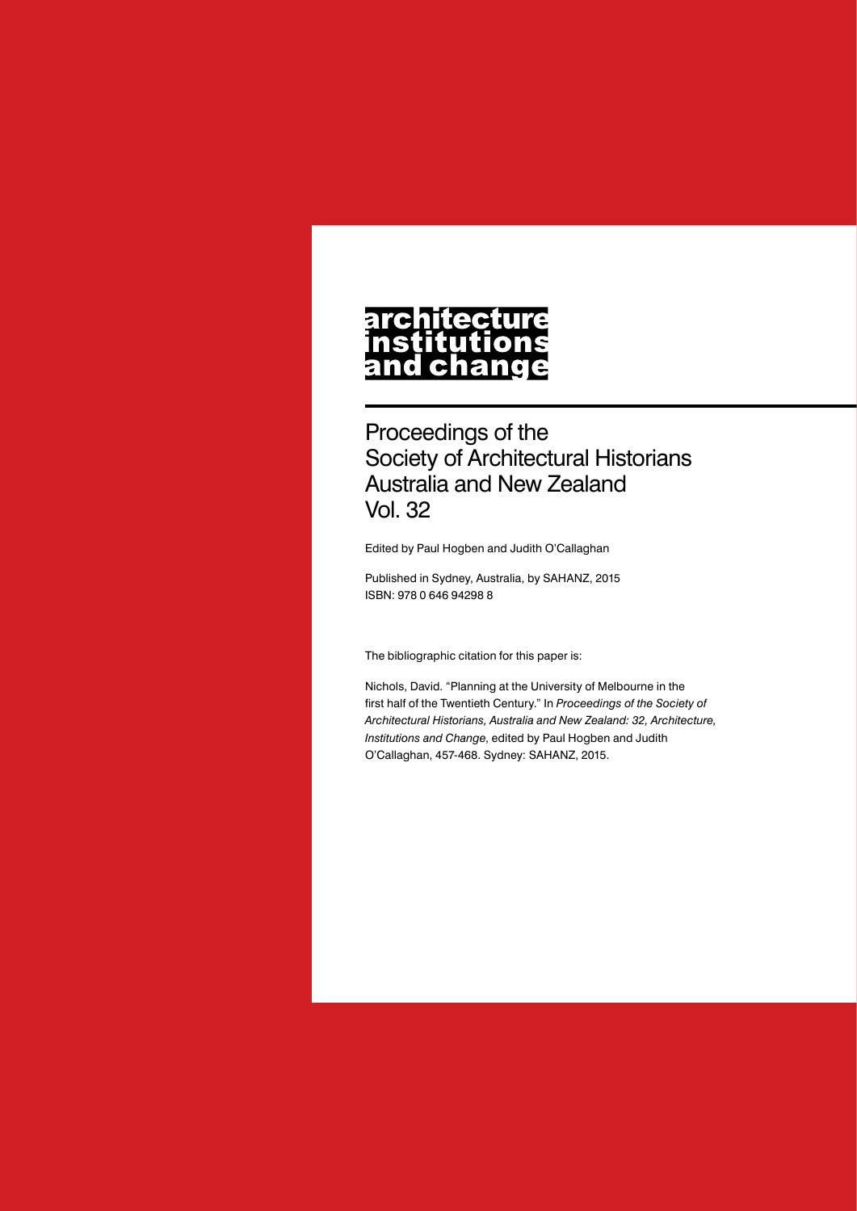# architecture institutions and change

Proceedings of the
Society of Architectural Historians
Australia and New Zealand
Vol. 32

Edited by Paul Hogben and Judith O'Callaghan

Published in Sydney, Australia, by SAHANZ, 2015
ISBN: 978 0 646 94298 8

The bibliographic citation for this paper is:

Nichols, David. "Planning at the University of Melbourne in the first half of the Twentieth Century." In *Proceedings of the Society of Architectural Historians, Australia and New Zealand: 32, Architecture, Institutions and Change*, edited by Paul Hogben and Judith O'Callaghan, 457-468. Sydney: SAHANZ, 2015.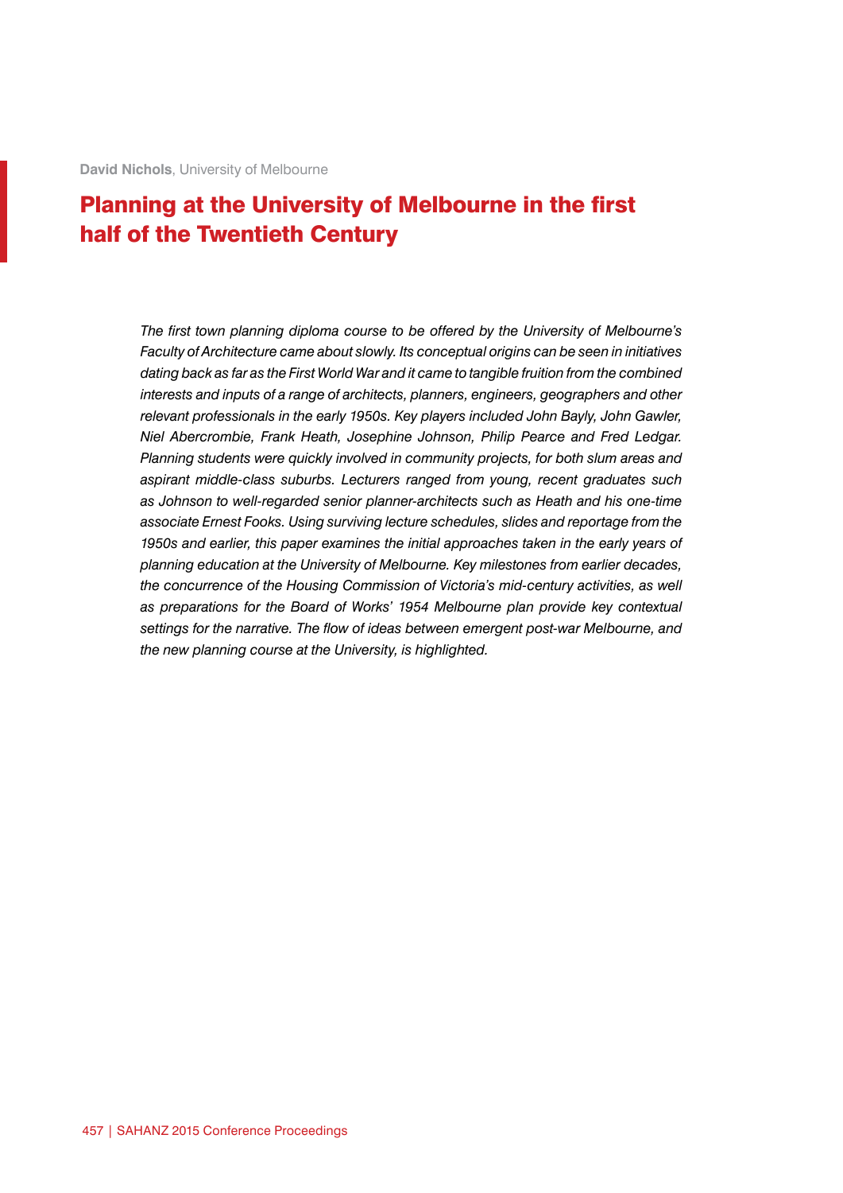**David Nichols**, University of Melbourne

# Planning at the University of Melbourne in the first half of the Twentieth Century

*The first town planning diploma course to be offered by the University of Melbourne's Faculty of Architecture came about slowly. Its conceptual origins can be seen in initiatives dating back as far as the First World War and it came to tangible fruition from the combined interests and inputs of a range of architects, planners, engineers, geographers and other relevant professionals in the early 1950s. Key players included John Bayly, John Gawler, Niel Abercrombie, Frank Heath, Josephine Johnson, Philip Pearce and Fred Ledgar. Planning students were quickly involved in community projects, for both slum areas and aspirant middle-class suburbs. Lecturers ranged from young, recent graduates such as Johnson to well-regarded senior planner-architects such as Heath and his one-time associate Ernest Fooks. Using surviving lecture schedules, slides and reportage from the 1950s and earlier, this paper examines the initial approaches taken in the early years of planning education at the University of Melbourne. Key milestones from earlier decades, the concurrence of the Housing Commission of Victoria's mid-century activities, as well as preparations for the Board of Works' 1954 Melbourne plan provide key contextual settings for the narrative. The flow of ideas between emergent post-war Melbourne, and the new planning course at the University, is highlighted.*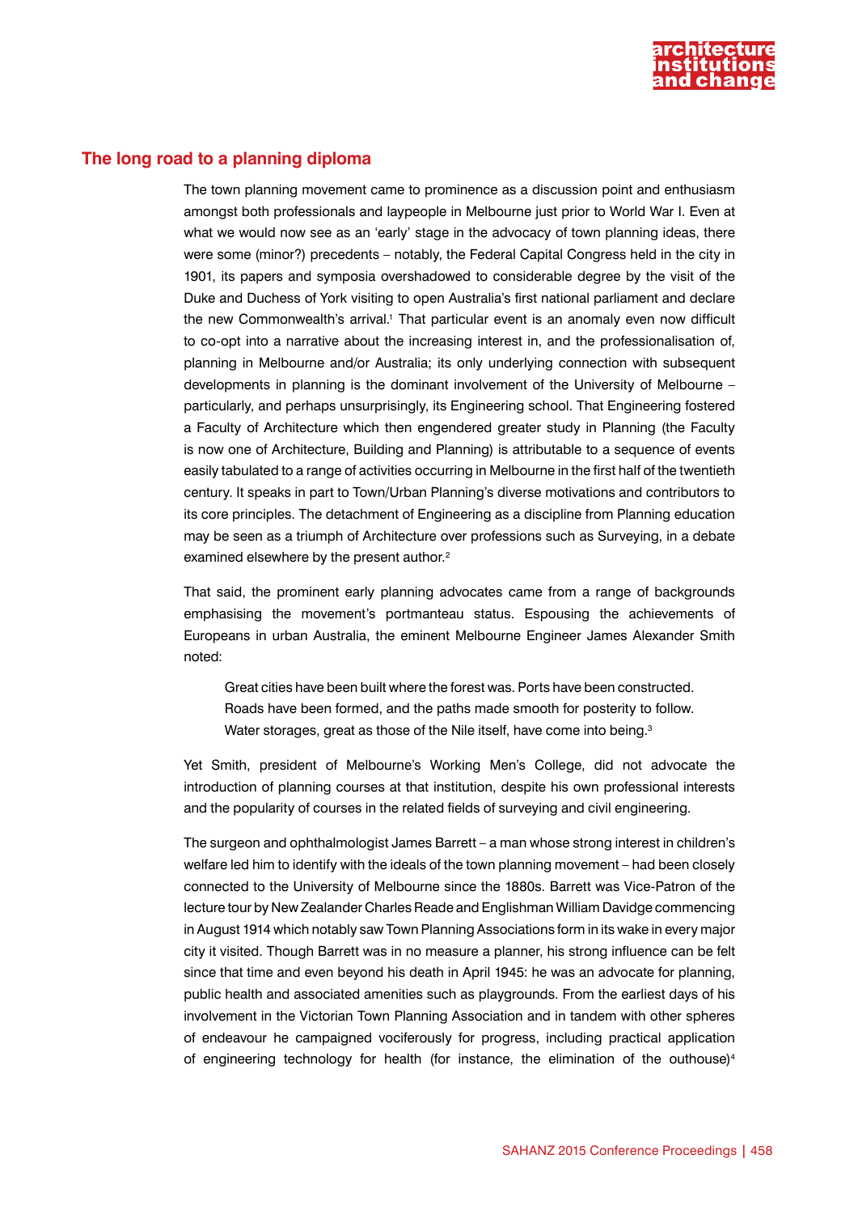## The long road to a planning diploma

The town planning movement came to prominence as a discussion point and enthusiasm amongst both professionals and laypeople in Melbourne just prior to World War I. Even at what we would now see as an 'early' stage in the advocacy of town planning ideas, there were some (minor?) precedents – notably, the Federal Capital Congress held in the city in 1901, its papers and symposia overshadowed to considerable degree by the visit of the Duke and Duchess of York visiting to open Australia's first national parliament and declare the new Commonwealth's arrival.[1] That particular event is an anomaly even now difficult to co-opt into a narrative about the increasing interest in, and the professionalisation of, planning in Melbourne and/or Australia; its only underlying connection with subsequent developments in planning is the dominant involvement of the University of Melbourne – particularly, and perhaps unsurprisingly, its Engineering school. That Engineering fostered a Faculty of Architecture which then engendered greater study in Planning (the Faculty is now one of Architecture, Building and Planning) is attributable to a sequence of events easily tabulated to a range of activities occurring in Melbourne in the first half of the twentieth century. It speaks in part to Town/Urban Planning's diverse motivations and contributors to its core principles. The detachment of Engineering as a discipline from Planning education may be seen as a triumph of Architecture over professions such as Surveying, in a debate examined elsewhere by the present author.[2]

That said, the prominent early planning advocates came from a range of backgrounds emphasising the movement's portmanteau status. Espousing the achievements of Europeans in urban Australia, the eminent Melbourne Engineer James Alexander Smith noted:

> Great cities have been built where the forest was. Ports have been constructed. Roads have been formed, and the paths made smooth for posterity to follow. Water storages, great as those of the Nile itself, have come into being.[3]

Yet Smith, president of Melbourne's Working Men's College, did not advocate the introduction of planning courses at that institution, despite his own professional interests and the popularity of courses in the related fields of surveying and civil engineering.

The surgeon and ophthalmologist James Barrett – a man whose strong interest in children's welfare led him to identify with the ideals of the town planning movement – had been closely connected to the University of Melbourne since the 1880s. Barrett was Vice-Patron of the lecture tour by New Zealander Charles Reade and Englishman William Davidge commencing in August 1914 which notably saw Town Planning Associations form in its wake in every major city it visited. Though Barrett was in no measure a planner, his strong influence can be felt since that time and even beyond his death in April 1945: he was an advocate for planning, public health and associated amenities such as playgrounds. From the earliest days of his involvement in the Victorian Town Planning Association and in tandem with other spheres of endeavour he campaigned vociferously for progress, including practical application of engineering technology for health (for instance, the elimination of the outhouse)[4]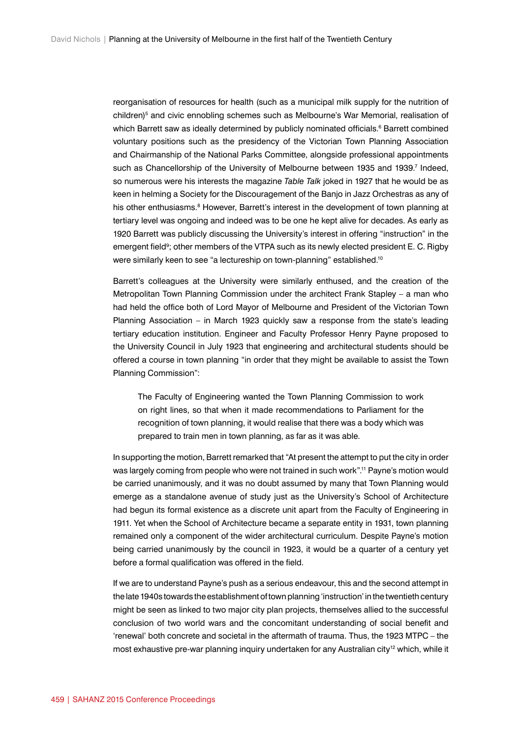reorganisation of resources for health (such as a municipal milk supply for the nutrition of children)[5] and civic ennobling schemes such as Melbourne's War Memorial, realisation of which Barrett saw as ideally determined by publicly nominated officials.[6] Barrett combined voluntary positions such as the presidency of the Victorian Town Planning Association and Chairmanship of the National Parks Committee, alongside professional appointments such as Chancellorship of the University of Melbourne between 1935 and 1939.[7] Indeed, so numerous were his interests the magazine *Table Talk* joked in 1927 that he would be as keen in helming a Society for the Discouragement of the Banjo in Jazz Orchestras as any of his other enthusiasms.[8] However, Barrett's interest in the development of town planning at tertiary level was ongoing and indeed was to be one he kept alive for decades. As early as 1920 Barrett was publicly discussing the University's interest in offering "instruction" in the emergent field[9]; other members of the VTPA such as its newly elected president E. C. Rigby were similarly keen to see "a lectureship on town-planning" established.[10]

Barrett's colleagues at the University were similarly enthused, and the creation of the Metropolitan Town Planning Commission under the architect Frank Stapley – a man who had held the office both of Lord Mayor of Melbourne and President of the Victorian Town Planning Association – in March 1923 quickly saw a response from the state's leading tertiary education institution. Engineer and Faculty Professor Henry Payne proposed to the University Council in July 1923 that engineering and architectural students should be offered a course in town planning "in order that they might be available to assist the Town Planning Commission":

> The Faculty of Engineering wanted the Town Planning Commission to work on right lines, so that when it made recommendations to Parliament for the recognition of town planning, it would realise that there was a body which was prepared to train men in town planning, as far as it was able.

In supporting the motion, Barrett remarked that "At present the attempt to put the city in order was largely coming from people who were not trained in such work".[11] Payne's motion would be carried unanimously, and it was no doubt assumed by many that Town Planning would emerge as a standalone avenue of study just as the University's School of Architecture had begun its formal existence as a discrete unit apart from the Faculty of Engineering in 1911. Yet when the School of Architecture became a separate entity in 1931, town planning remained only a component of the wider architectural curriculum. Despite Payne's motion being carried unanimously by the council in 1923, it would be a quarter of a century yet before a formal qualification was offered in the field.

If we are to understand Payne's push as a serious endeavour, this and the second attempt in the late 1940s towards the establishment of town planning 'instruction' in the twentieth century might be seen as linked to two major city plan projects, themselves allied to the successful conclusion of two world wars and the concomitant understanding of social benefit and 'renewal' both concrete and societal in the aftermath of trauma. Thus, the 1923 MTPC – the most exhaustive pre-war planning inquiry undertaken for any Australian city[12] which, while it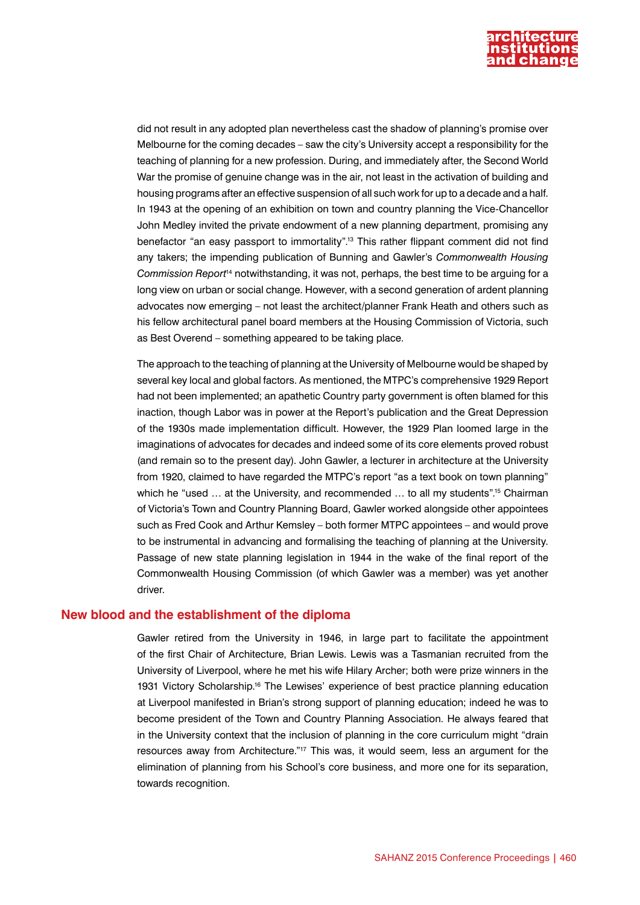did not result in any adopted plan nevertheless cast the shadow of planning's promise over Melbourne for the coming decades – saw the city's University accept a responsibility for the teaching of planning for a new profession. During, and immediately after, the Second World War the promise of genuine change was in the air, not least in the activation of building and housing programs after an effective suspension of all such work for up to a decade and a half. In 1943 at the opening of an exhibition on town and country planning the Vice-Chancellor John Medley invited the private endowment of a new planning department, promising any benefactor "an easy passport to immortality".[13] This rather flippant comment did not find any takers; the impending publication of Bunning and Gawler's *Commonwealth Housing Commission Report*[14] notwithstanding, it was not, perhaps, the best time to be arguing for a long view on urban or social change. However, with a second generation of ardent planning advocates now emerging – not least the architect/planner Frank Heath and others such as his fellow architectural panel board members at the Housing Commission of Victoria, such as Best Overend – something appeared to be taking place.

The approach to the teaching of planning at the University of Melbourne would be shaped by several key local and global factors. As mentioned, the MTPC's comprehensive 1929 Report had not been implemented; an apathetic Country party government is often blamed for this inaction, though Labor was in power at the Report's publication and the Great Depression of the 1930s made implementation difficult. However, the 1929 Plan loomed large in the imaginations of advocates for decades and indeed some of its core elements proved robust (and remain so to the present day). John Gawler, a lecturer in architecture at the University from 1920, claimed to have regarded the MTPC's report "as a text book on town planning" which he "used … at the University, and recommended … to all my students".[15] Chairman of Victoria's Town and Country Planning Board, Gawler worked alongside other appointees such as Fred Cook and Arthur Kemsley – both former MTPC appointees – and would prove to be instrumental in advancing and formalising the teaching of planning at the University. Passage of new state planning legislation in 1944 in the wake of the final report of the Commonwealth Housing Commission (of which Gawler was a member) was yet another driver.

## New blood and the establishment of the diploma

Gawler retired from the University in 1946, in large part to facilitate the appointment of the first Chair of Architecture, Brian Lewis. Lewis was a Tasmanian recruited from the University of Liverpool, where he met his wife Hilary Archer; both were prize winners in the 1931 Victory Scholarship.[16] The Lewises' experience of best practice planning education at Liverpool manifested in Brian's strong support of planning education; indeed he was to become president of the Town and Country Planning Association. He always feared that in the University context that the inclusion of planning in the core curriculum might "drain resources away from Architecture."[17] This was, it would seem, less an argument for the elimination of planning from his School's core business, and more one for its separation, towards recognition.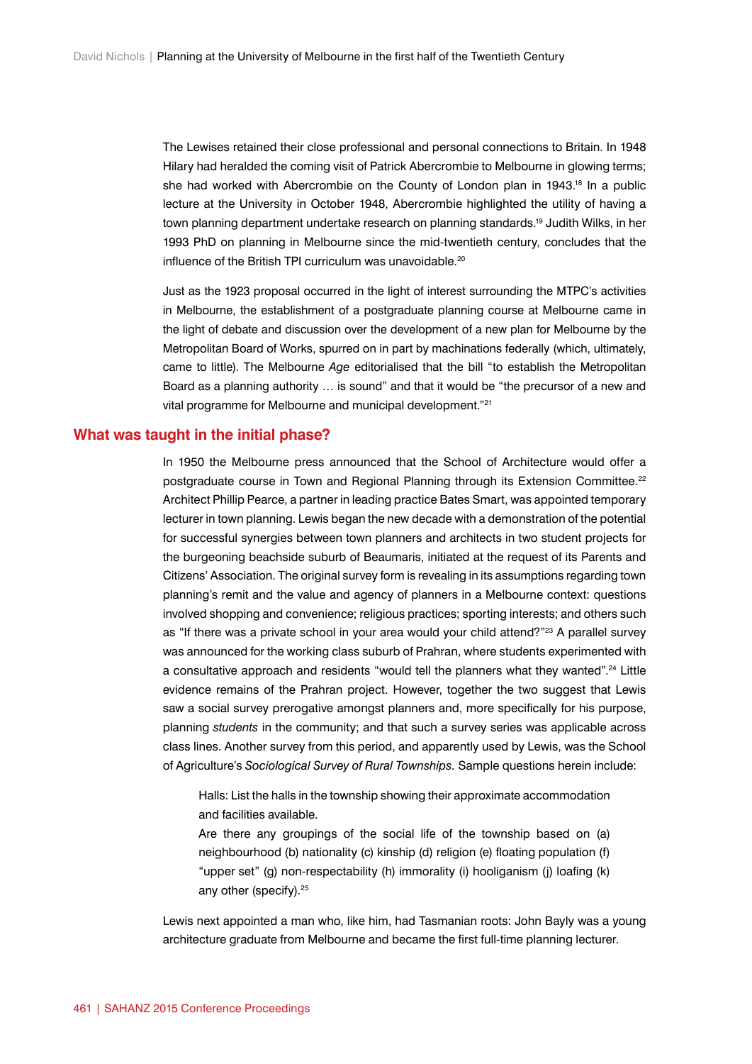The Lewises retained their close professional and personal connections to Britain. In 1948 Hilary had heralded the coming visit of Patrick Abercrombie to Melbourne in glowing terms; she had worked with Abercrombie on the County of London plan in 1943.[18] In a public lecture at the University in October 1948, Abercrombie highlighted the utility of having a town planning department undertake research on planning standards.[19] Judith Wilks, in her 1993 PhD on planning in Melbourne since the mid-twentieth century, concludes that the influence of the British TPI curriculum was unavoidable.[20]

Just as the 1923 proposal occurred in the light of interest surrounding the MTPC's activities in Melbourne, the establishment of a postgraduate planning course at Melbourne came in the light of debate and discussion over the development of a new plan for Melbourne by the Metropolitan Board of Works, spurred on in part by machinations federally (which, ultimately, came to little). The Melbourne *Age* editorialised that the bill "to establish the Metropolitan Board as a planning authority … is sound" and that it would be "the precursor of a new and vital programme for Melbourne and municipal development."[21]

## What was taught in the initial phase?

In 1950 the Melbourne press announced that the School of Architecture would offer a postgraduate course in Town and Regional Planning through its Extension Committee.[22] Architect Phillip Pearce, a partner in leading practice Bates Smart, was appointed temporary lecturer in town planning. Lewis began the new decade with a demonstration of the potential for successful synergies between town planners and architects in two student projects for the burgeoning beachside suburb of Beaumaris, initiated at the request of its Parents and Citizens' Association. The original survey form is revealing in its assumptions regarding town planning's remit and the value and agency of planners in a Melbourne context: questions involved shopping and convenience; religious practices; sporting interests; and others such as "If there was a private school in your area would your child attend?"[23] A parallel survey was announced for the working class suburb of Prahran, where students experimented with a consultative approach and residents "would tell the planners what they wanted".[24] Little evidence remains of the Prahran project. However, together the two suggest that Lewis saw a social survey prerogative amongst planners and, more specifically for his purpose, planning *students* in the community; and that such a survey series was applicable across class lines. Another survey from this period, and apparently used by Lewis, was the School of Agriculture's *Sociological Survey of Rural Townships*. Sample questions herein include:

> Halls: List the halls in the township showing their approximate accommodation and facilities available.
> Are there any groupings of the social life of the township based on (a) neighbourhood (b) nationality (c) kinship (d) religion (e) floating population (f) "upper set" (g) non-respectability (h) immorality (i) hooliganism (j) loafing (k) any other (specify).[25]

Lewis next appointed a man who, like him, had Tasmanian roots: John Bayly was a young architecture graduate from Melbourne and became the first full-time planning lecturer.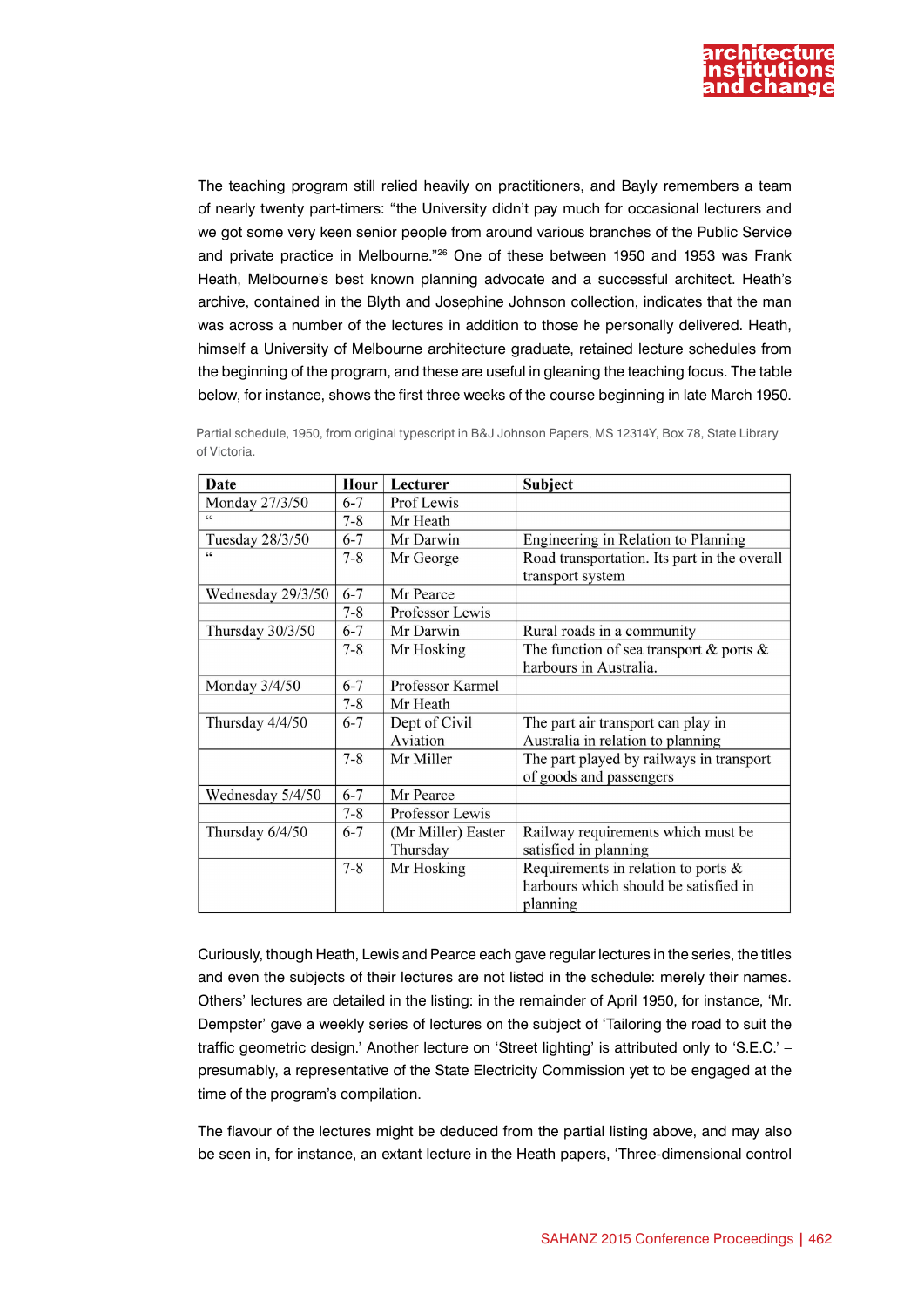The teaching program still relied heavily on practitioners, and Bayly remembers a team of nearly twenty part-timers: "the University didn't pay much for occasional lecturers and we got some very keen senior people from around various branches of the Public Service and private practice in Melbourne."[26] One of these between 1950 and 1953 was Frank Heath, Melbourne's best known planning advocate and a successful architect. Heath's archive, contained in the Blyth and Josephine Johnson collection, indicates that the man was across a number of the lectures in addition to those he personally delivered. Heath, himself a University of Melbourne architecture graduate, retained lecture schedules from the beginning of the program, and these are useful in gleaning the teaching focus. The table below, for instance, shows the first three weeks of the course beginning in late March 1950.

Partial schedule, 1950, from original typescript in B&J Johnson Papers, MS 12314Y, Box 78, State Library of Victoria.

| Date | Hour | Lecturer | Subject |
|---|---|---|---|
| Monday 27/3/50 | 6-7 | Prof Lewis | |
| " | 7-8 | Mr Heath | |
| Tuesday 28/3/50 | 6-7 | Mr Darwin | Engineering in Relation to Planning |
| " | 7-8 | Mr George | Road transportation. Its part in the overall transport system |
| Wednesday 29/3/50 | 6-7 | Mr Pearce | |
| | 7-8 | Professor Lewis | |
| Thursday 30/3/50 | 6-7 | Mr Darwin | Rural roads in a community |
| | 7-8 | Mr Hosking | The function of sea transport & ports & harbours in Australia. |
| Monday 3/4/50 | 6-7 | Professor Karmel | |
| | 7-8 | Mr Heath | |
| Thursday 4/4/50 | 6-7 | Dept of Civil Aviation | The part air transport can play in Australia in relation to planning |
| | 7-8 | Mr Miller | The part played by railways in transport of goods and passengers |
| Wednesday 5/4/50 | 6-7 | Mr Pearce | |
| | 7-8 | Professor Lewis | |
| Thursday 6/4/50 | 6-7 | (Mr Miller) Easter Thursday | Railway requirements which must be satisfied in planning |
| | 7-8 | Mr Hosking | Requirements in relation to ports & harbours which should be satisfied in planning |

Curiously, though Heath, Lewis and Pearce each gave regular lectures in the series, the titles and even the subjects of their lectures are not listed in the schedule: merely their names. Others' lectures are detailed in the listing: in the remainder of April 1950, for instance, 'Mr. Dempster' gave a weekly series of lectures on the subject of 'Tailoring the road to suit the traffic geometric design.' Another lecture on 'Street lighting' is attributed only to 'S.E.C.' – presumably, a representative of the State Electricity Commission yet to be engaged at the time of the program's compilation.

The flavour of the lectures might be deduced from the partial listing above, and may also be seen in, for instance, an extant lecture in the Heath papers, 'Three-dimensional control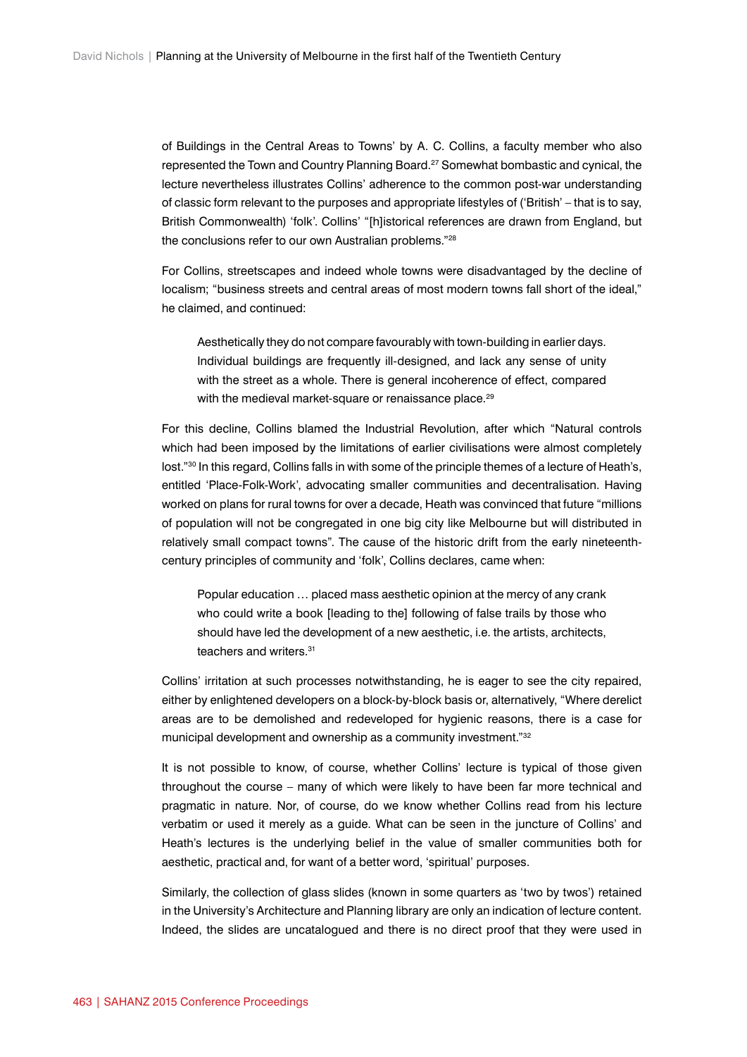of Buildings in the Central Areas to Towns' by A. C. Collins, a faculty member who also represented the Town and Country Planning Board.[27] Somewhat bombastic and cynical, the lecture nevertheless illustrates Collins' adherence to the common post-war understanding of classic form relevant to the purposes and appropriate lifestyles of ('British' – that is to say, British Commonwealth) 'folk'. Collins' "[h]istorical references are drawn from England, but the conclusions refer to our own Australian problems."[28]

For Collins, streetscapes and indeed whole towns were disadvantaged by the decline of localism; "business streets and central areas of most modern towns fall short of the ideal," he claimed, and continued:

> Aesthetically they do not compare favourably with town-building in earlier days. Individual buildings are frequently ill-designed, and lack any sense of unity with the street as a whole. There is general incoherence of effect, compared with the medieval market-square or renaissance place.[29]

For this decline, Collins blamed the Industrial Revolution, after which "Natural controls which had been imposed by the limitations of earlier civilisations were almost completely lost."[30] In this regard, Collins falls in with some of the principle themes of a lecture of Heath's, entitled 'Place-Folk-Work', advocating smaller communities and decentralisation. Having worked on plans for rural towns for over a decade, Heath was convinced that future "millions of population will not be congregated in one big city like Melbourne but will distributed in relatively small compact towns". The cause of the historic drift from the early nineteenth-century principles of community and 'folk', Collins declares, came when:

> Popular education … placed mass aesthetic opinion at the mercy of any crank who could write a book [leading to the] following of false trails by those who should have led the development of a new aesthetic, i.e. the artists, architects, teachers and writers.[31]

Collins' irritation at such processes notwithstanding, he is eager to see the city repaired, either by enlightened developers on a block-by-block basis or, alternatively, "Where derelict areas are to be demolished and redeveloped for hygienic reasons, there is a case for municipal development and ownership as a community investment."[32]

It is not possible to know, of course, whether Collins' lecture is typical of those given throughout the course – many of which were likely to have been far more technical and pragmatic in nature. Nor, of course, do we know whether Collins read from his lecture verbatim or used it merely as a guide. What can be seen in the juncture of Collins' and Heath's lectures is the underlying belief in the value of smaller communities both for aesthetic, practical and, for want of a better word, 'spiritual' purposes.

Similarly, the collection of glass slides (known in some quarters as 'two by twos') retained in the University's Architecture and Planning library are only an indication of lecture content. Indeed, the slides are uncatalogued and there is no direct proof that they were used in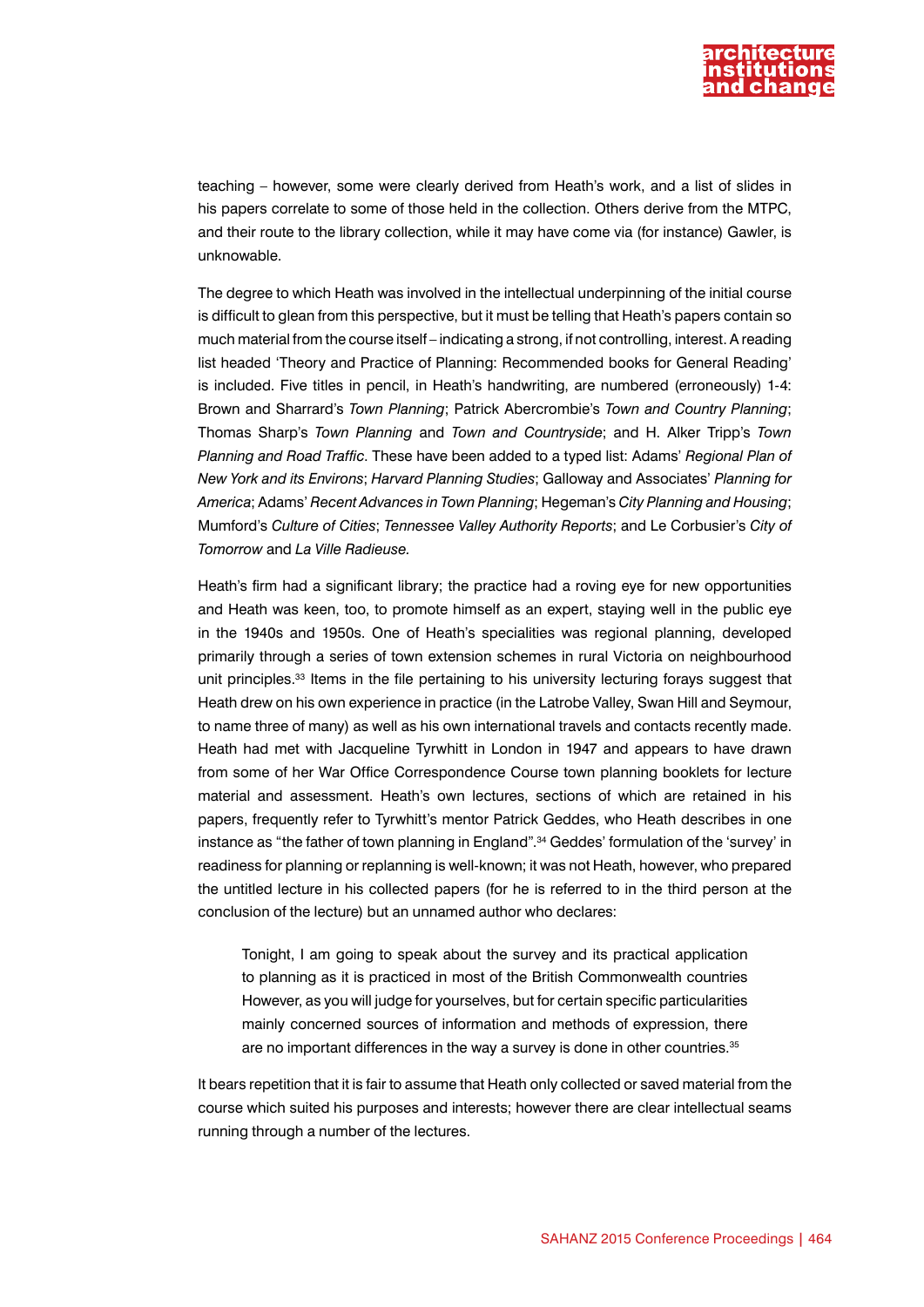teaching – however, some were clearly derived from Heath's work, and a list of slides in his papers correlate to some of those held in the collection. Others derive from the MTPC, and their route to the library collection, while it may have come via (for instance) Gawler, is unknowable.

The degree to which Heath was involved in the intellectual underpinning of the initial course is difficult to glean from this perspective, but it must be telling that Heath's papers contain so much material from the course itself – indicating a strong, if not controlling, interest. A reading list headed 'Theory and Practice of Planning: Recommended books for General Reading' is included. Five titles in pencil, in Heath's handwriting, are numbered (erroneously) 1-4: Brown and Sharrard's *Town Planning*; Patrick Abercrombie's *Town and Country Planning*; Thomas Sharp's *Town Planning* and *Town and Countryside*; and H. Alker Tripp's *Town Planning and Road Traffic*. These have been added to a typed list: Adams' *Regional Plan of New York and its Environs*; *Harvard Planning Studies*; Galloway and Associates' *Planning for America*; Adams' *Recent Advances in Town Planning*; Hegeman's *City Planning and Housing*; Mumford's *Culture of Cities*; *Tennessee Valley Authority Reports*; and Le Corbusier's *City of Tomorrow* and *La Ville Radieuse.*

Heath's firm had a significant library; the practice had a roving eye for new opportunities and Heath was keen, too, to promote himself as an expert, staying well in the public eye in the 1940s and 1950s. One of Heath's specialities was regional planning, developed primarily through a series of town extension schemes in rural Victoria on neighbourhood unit principles.[33] Items in the file pertaining to his university lecturing forays suggest that Heath drew on his own experience in practice (in the Latrobe Valley, Swan Hill and Seymour, to name three of many) as well as his own international travels and contacts recently made. Heath had met with Jacqueline Tyrwhitt in London in 1947 and appears to have drawn from some of her War Office Correspondence Course town planning booklets for lecture material and assessment. Heath's own lectures, sections of which are retained in his papers, frequently refer to Tyrwhitt's mentor Patrick Geddes, who Heath describes in one instance as "the father of town planning in England".[34] Geddes' formulation of the 'survey' in readiness for planning or replanning is well-known; it was not Heath, however, who prepared the untitled lecture in his collected papers (for he is referred to in the third person at the conclusion of the lecture) but an unnamed author who declares:

> Tonight, I am going to speak about the survey and its practical application to planning as it is practiced in most of the British Commonwealth countries However, as you will judge for yourselves, but for certain specific particularities mainly concerned sources of information and methods of expression, there are no important differences in the way a survey is done in other countries.[35]

It bears repetition that it is fair to assume that Heath only collected or saved material from the course which suited his purposes and interests; however there are clear intellectual seams running through a number of the lectures.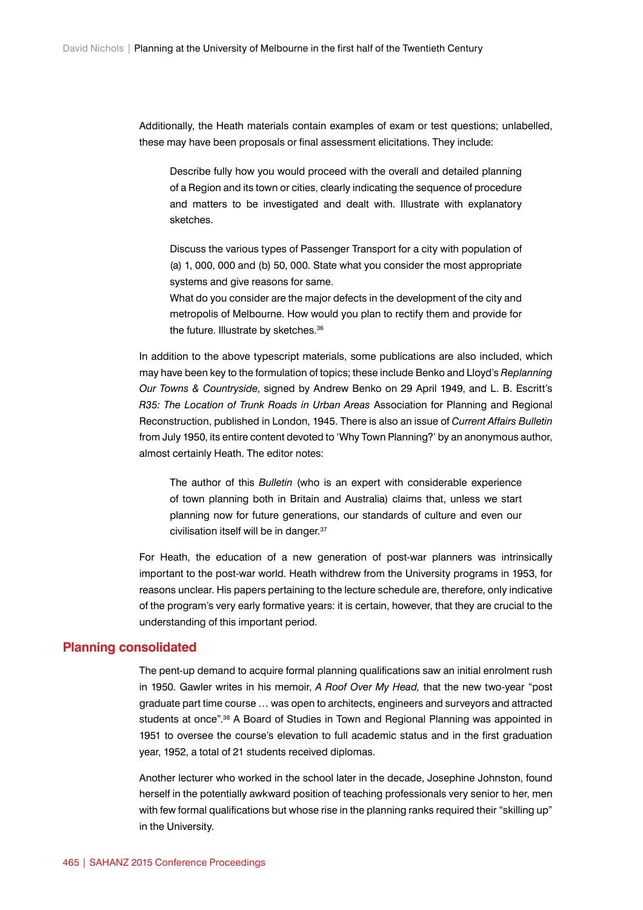Additionally, the Heath materials contain examples of exam or test questions; unlabelled, these may have been proposals or final assessment elicitations. They include:

> Describe fully how you would proceed with the overall and detailed planning of a Region and its town or cities, clearly indicating the sequence of procedure and matters to be investigated and dealt with. Illustrate with explanatory sketches.
>
> Discuss the various types of Passenger Transport for a city with population of (a) 1, 000, 000 and (b) 50, 000. State what you consider the most appropriate systems and give reasons for same.
> What do you consider are the major defects in the development of the city and metropolis of Melbourne. How would you plan to rectify them and provide for the future. Illustrate by sketches.[36]

In addition to the above typescript materials, some publications are also included, which may have been key to the formulation of topics; these include Benko and Lloyd's *Replanning Our Towns & Countryside*, signed by Andrew Benko on 29 April 1949, and L. B. Escritt's *R35: The Location of Trunk Roads in Urban Areas* Association for Planning and Regional Reconstruction, published in London, 1945. There is also an issue of *Current Affairs Bulletin* from July 1950, its entire content devoted to 'Why Town Planning?' by an anonymous author, almost certainly Heath. The editor notes:

> The author of this *Bulletin* (who is an expert with considerable experience of town planning both in Britain and Australia) claims that, unless we start planning now for future generations, our standards of culture and even our civilisation itself will be in danger.[37]

For Heath, the education of a new generation of post-war planners was intrinsically important to the post-war world. Heath withdrew from the University programs in 1953, for reasons unclear. His papers pertaining to the lecture schedule are, therefore, only indicative of the program's very early formative years: it is certain, however, that they are crucial to the understanding of this important period.

## Planning consolidated

The pent-up demand to acquire formal planning qualifications saw an initial enrolment rush in 1950. Gawler writes in his memoir, *A Roof Over My Head,* that the new two-year "post graduate part time course … was open to architects, engineers and surveyors and attracted students at once".[38] A Board of Studies in Town and Regional Planning was appointed in 1951 to oversee the course's elevation to full academic status and in the first graduation year, 1952, a total of 21 students received diplomas.

Another lecturer who worked in the school later in the decade, Josephine Johnston, found herself in the potentially awkward position of teaching professionals very senior to her, men with few formal qualifications but whose rise in the planning ranks required their "skilling up" in the University.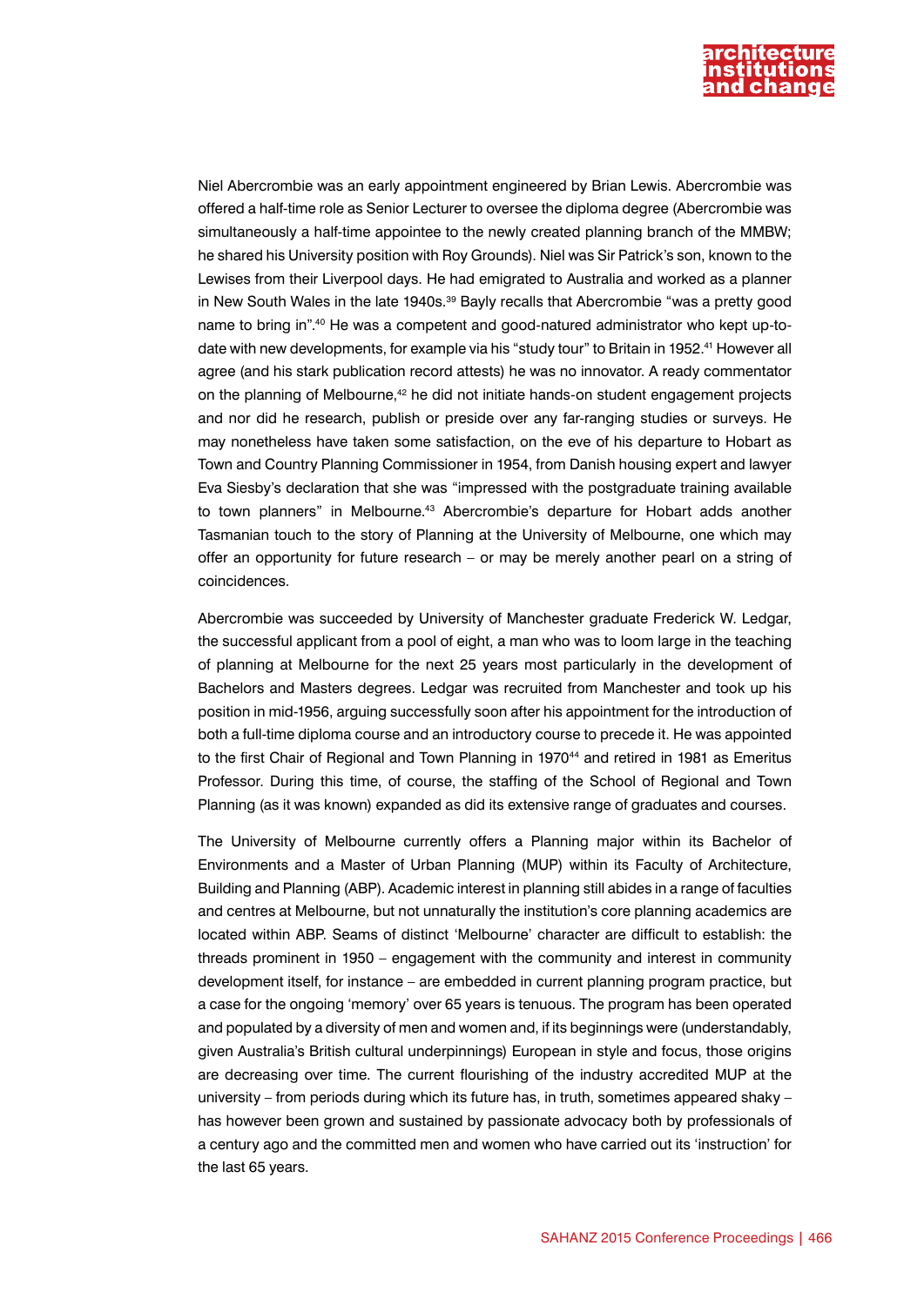Niel Abercrombie was an early appointment engineered by Brian Lewis. Abercrombie was offered a half-time role as Senior Lecturer to oversee the diploma degree (Abercrombie was simultaneously a half-time appointee to the newly created planning branch of the MMBW; he shared his University position with Roy Grounds). Niel was Sir Patrick's son, known to the Lewises from their Liverpool days. He had emigrated to Australia and worked as a planner in New South Wales in the late 1940s.[39] Bayly recalls that Abercrombie "was a pretty good name to bring in".[40] He was a competent and good-natured administrator who kept up-to-date with new developments, for example via his "study tour" to Britain in 1952.[41] However all agree (and his stark publication record attests) he was no innovator. A ready commentator on the planning of Melbourne,[42] he did not initiate hands-on student engagement projects and nor did he research, publish or preside over any far-ranging studies or surveys. He may nonetheless have taken some satisfaction, on the eve of his departure to Hobart as Town and Country Planning Commissioner in 1954, from Danish housing expert and lawyer Eva Siesby's declaration that she was "impressed with the postgraduate training available to town planners" in Melbourne.[43] Abercrombie's departure for Hobart adds another Tasmanian touch to the story of Planning at the University of Melbourne, one which may offer an opportunity for future research – or may be merely another pearl on a string of coincidences.

Abercrombie was succeeded by University of Manchester graduate Frederick W. Ledgar, the successful applicant from a pool of eight, a man who was to loom large in the teaching of planning at Melbourne for the next 25 years most particularly in the development of Bachelors and Masters degrees. Ledgar was recruited from Manchester and took up his position in mid-1956, arguing successfully soon after his appointment for the introduction of both a full-time diploma course and an introductory course to precede it. He was appointed to the first Chair of Regional and Town Planning in 1970[44] and retired in 1981 as Emeritus Professor. During this time, of course, the staffing of the School of Regional and Town Planning (as it was known) expanded as did its extensive range of graduates and courses.

The University of Melbourne currently offers a Planning major within its Bachelor of Environments and a Master of Urban Planning (MUP) within its Faculty of Architecture, Building and Planning (ABP). Academic interest in planning still abides in a range of faculties and centres at Melbourne, but not unnaturally the institution's core planning academics are located within ABP. Seams of distinct 'Melbourne' character are difficult to establish: the threads prominent in 1950 – engagement with the community and interest in community development itself, for instance – are embedded in current planning program practice, but a case for the ongoing 'memory' over 65 years is tenuous. The program has been operated and populated by a diversity of men and women and, if its beginnings were (understandably, given Australia's British cultural underpinnings) European in style and focus, those origins are decreasing over time. The current flourishing of the industry accredited MUP at the university – from periods during which its future has, in truth, sometimes appeared shaky – has however been grown and sustained by passionate advocacy both by professionals of a century ago and the committed men and women who have carried out its 'instruction' for the last 65 years.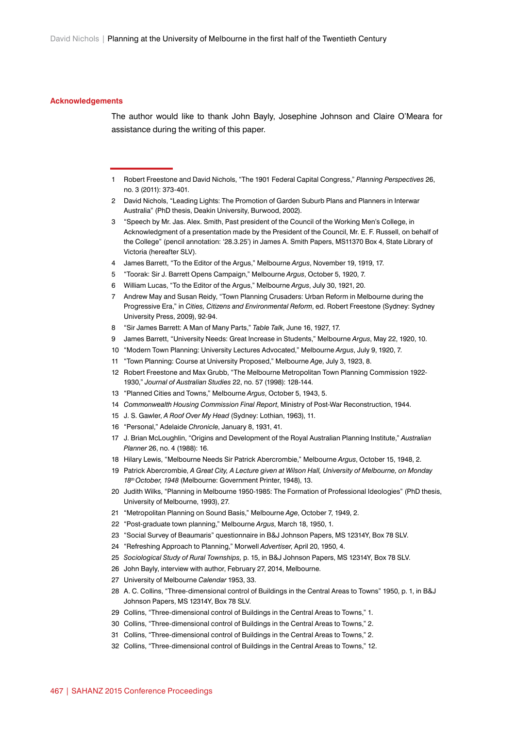## Acknowledgements

The author would like to thank John Bayly, Josephine Johnson and Claire O'Meara for assistance during the writing of this paper.

---

1 Robert Freestone and David Nichols, "The 1901 Federal Capital Congress," *Planning Perspectives* 26, no. 3 (2011): 373-401.

2 David Nichols, "Leading Lights: The Promotion of Garden Suburb Plans and Planners in Interwar Australia" (PhD thesis, Deakin University, Burwood, 2002).

3 "Speech by Mr. Jas. Alex. Smith, Past president of the Council of the Working Men's College, in Acknowledgment of a presentation made by the President of the Council, Mr. E. F. Russell, on behalf of the College" (pencil annotation: '28.3.25') in James A. Smith Papers, MS11370 Box 4, State Library of Victoria (hereafter SLV).

4 James Barrett, "To the Editor of the Argus," Melbourne *Argus*, November 19, 1919, 17.

5 "Toorak: Sir J. Barrett Opens Campaign," Melbourne *Argus*, October 5, 1920, 7.

6 William Lucas, "To the Editor of the Argus," Melbourne *Argus*, July 30, 1921, 20.

7 Andrew May and Susan Reidy, "Town Planning Crusaders: Urban Reform in Melbourne during the Progressive Era," in *Cities, Citizens and Environmental Reform*, ed. Robert Freestone (Sydney: Sydney University Press, 2009), 92-94.

8 "Sir James Barrett: A Man of Many Parts," *Table Talk*, June 16, 1927, 17.

9 James Barrett, "University Needs: Great Increase in Students," Melbourne *Argus*, May 22, 1920, 10.

10 "Modern Town Planning: University Lectures Advocated," Melbourne *Argus*, July 9, 1920, 7.

11 "Town Planning: Course at University Proposed," Melbourne *Age*, July 3, 1923, 8.

12 Robert Freestone and Max Grubb, "The Melbourne Metropolitan Town Planning Commission 1922-1930," *Journal of Australian Studies* 22, no. 57 (1998): 128-144.

13 "Planned Cities and Towns," Melbourne *Argus*, October 5, 1943, 5.

14 *Commonwealth Housing Commission Final Report*, Ministry of Post-War Reconstruction, 1944.

15 J. S. Gawler, *A Roof Over My Head* (Sydney: Lothian, 1963), 11.

16 "Personal," Adelaide *Chronicle*, January 8, 1931, 41.

17 J. Brian McLoughlin, "Origins and Development of the Royal Australian Planning Institute," *Australian Planner* 26, no. 4 (1988): 16.

18 Hilary Lewis, "Melbourne Needs Sir Patrick Abercrombie," Melbourne *Argus*, October 15, 1948, 2.

19 Patrick Abercrombie, *A Great City, A Lecture given at Wilson Hall, University of Melbourne, on Monday 18th October, 1948* (Melbourne: Government Printer, 1948), 13.

20 Judith Wilks, "Planning in Melbourne 1950-1985: The Formation of Professional Ideologies" (PhD thesis, University of Melbourne, 1993), 27.

21 "Metropolitan Planning on Sound Basis," Melbourne *Age*, October 7, 1949, 2.

22 "Post-graduate town planning," Melbourne *Argus*, March 18, 1950, 1.

23 "Social Survey of Beaumaris" questionnaire in B&J Johnson Papers, MS 12314Y, Box 78 SLV.

24 "Refreshing Approach to Planning," Morwell *Advertiser*, April 20, 1950, 4.

25 *Sociological Study of Rural Townships,* p. 15, in B&J Johnson Papers, MS 12314Y, Box 78 SLV.

26 John Bayly, interview with author, February 27, 2014, Melbourne.

27 University of Melbourne *Calendar* 1953, 33.

28 A. C. Collins, "Three-dimensional control of Buildings in the Central Areas to Towns" 1950, p. 1, in B&J Johnson Papers, MS 12314Y, Box 78 SLV.

29 Collins, "Three-dimensional control of Buildings in the Central Areas to Towns," 1.

30 Collins, "Three-dimensional control of Buildings in the Central Areas to Towns," 2.

31 Collins, "Three-dimensional control of Buildings in the Central Areas to Towns," 2.

32 Collins, "Three-dimensional control of Buildings in the Central Areas to Towns," 12.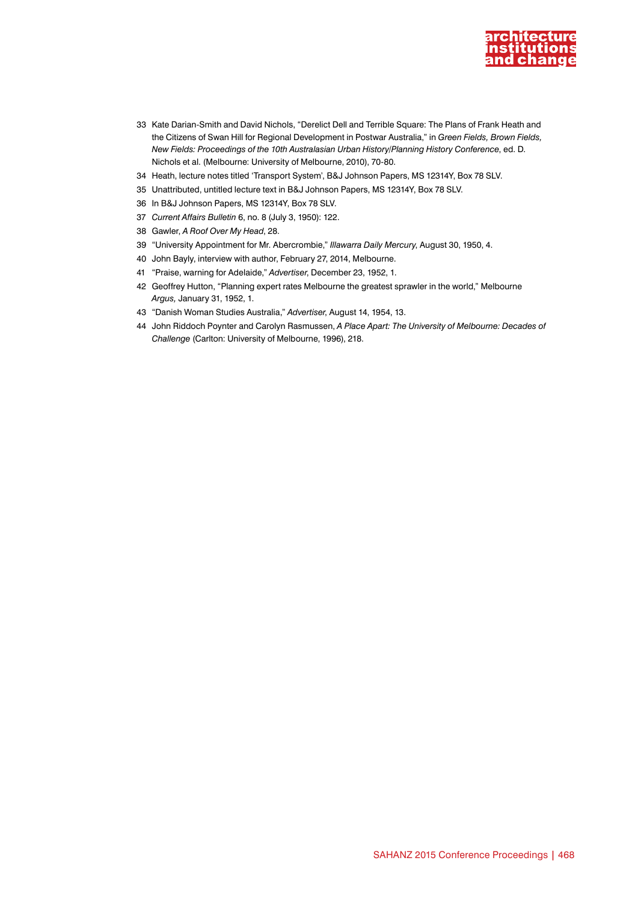33 Kate Darian-Smith and David Nichols, "Derelict Dell and Terrible Square: The Plans of Frank Heath and the Citizens of Swan Hill for Regional Development in Postwar Australia," in *Green Fields, Brown Fields, New Fields: Proceedings of the 10th Australasian Urban History/Planning History Conference*, ed. D. Nichols et al. (Melbourne: University of Melbourne, 2010), 70-80.

34 Heath, lecture notes titled 'Transport System', B&J Johnson Papers, MS 12314Y, Box 78 SLV.

35 Unattributed, untitled lecture text in B&J Johnson Papers, MS 12314Y, Box 78 SLV.

36 In B&J Johnson Papers, MS 12314Y, Box 78 SLV.

37 *Current Affairs Bulletin* 6, no. 8 (July 3, 1950): 122.

38 Gawler, *A Roof Over My Head*, 28.

39 "University Appointment for Mr. Abercrombie," *Illawarra Daily Mercury*, August 30, 1950, 4.

40 John Bayly, interview with author, February 27, 2014, Melbourne.

41 "Praise, warning for Adelaide," *Advertiser*, December 23, 1952, 1.

42 Geoffrey Hutton, "Planning expert rates Melbourne the greatest sprawler in the world," Melbourne *Argus,* January 31, 1952, 1.

43 "Danish Woman Studies Australia," *Advertiser*, August 14, 1954, 13.

44 John Riddoch Poynter and Carolyn Rasmussen, *A Place Apart: The University of Melbourne: Decades of Challenge* (Carlton: University of Melbourne, 1996), 218.